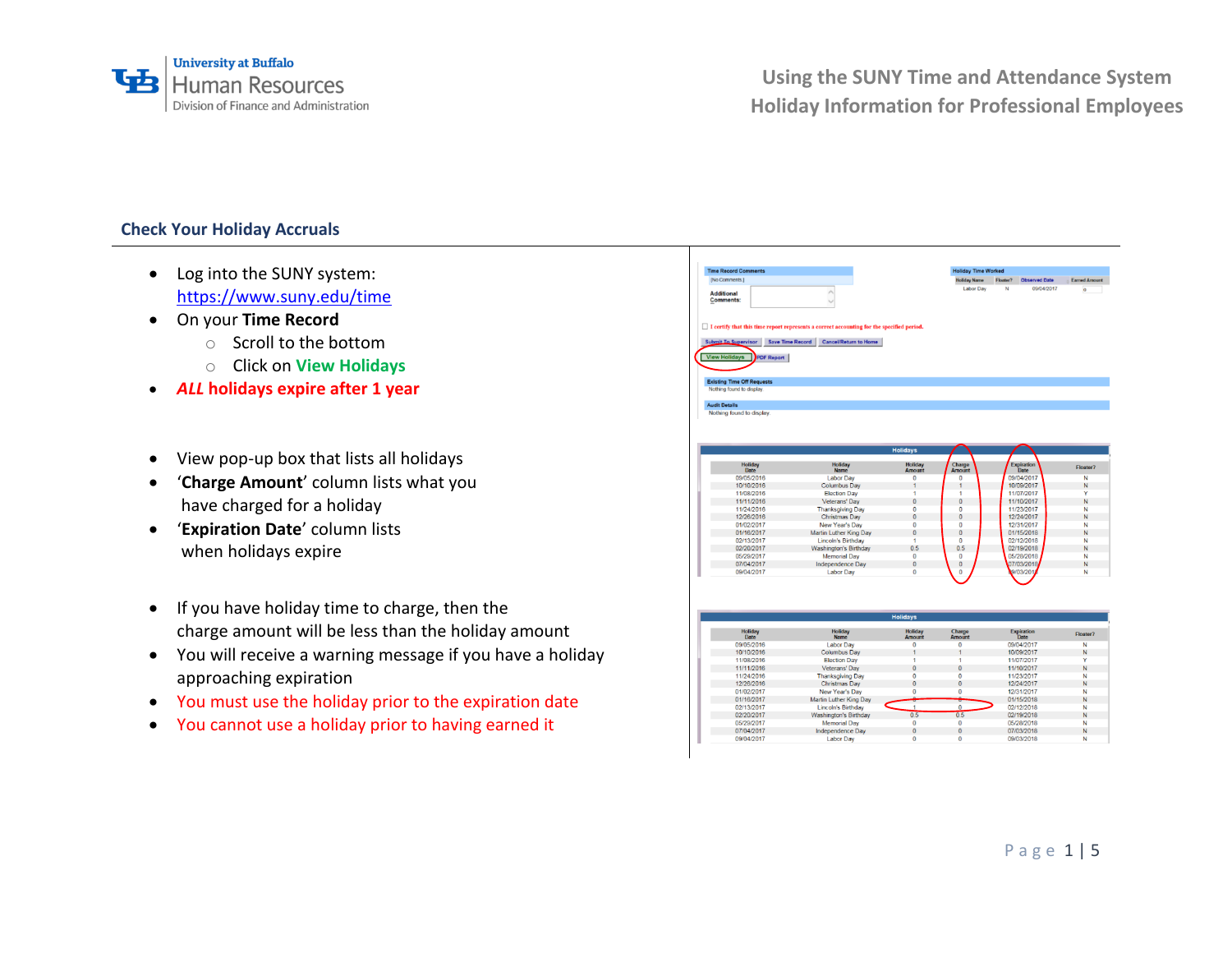# Using the SUNY Time and Attendance System
# Holiday Information for Professional Employees

## Check Your Holiday Accruals

- Log into the SUNY system: https://www.suny.edu/time
- On your **Time Record**
  - Scroll to the bottom
  - Click on **View Holidays**
- ***ALL* holidays expire after 1 year**

- View pop-up box that lists all holidays
- '**Charge Amount**' column lists what you have charged for a holiday
- '**Expiration Date**' column lists when holidays expire

- If you have holiday time to charge, then the charge amount will be less than the holiday amount
- You will receive a warning message if you have a holiday approaching expiration
- You must use the holiday prior to the expiration date
- You cannot use a holiday prior to having earned it

**Holidays**

| Holiday Date | Holiday Name | Holiday Amount | Charge Amount | Expiration Date | Floater? |
|---|---|---|---|---|---|
| 09/05/2016 | Labor Day | 0 | 0 | 09/04/2017 | N |
| 10/10/2016 | Columbus Day | 1 | 1 | 10/09/2017 | N |
| 11/08/2016 | Election Day | 1 | 1 | 11/07/2017 | Y |
| 11/11/2016 | Veterans' Day | 0 | 0 | 11/10/2017 | N |
| 11/24/2016 | Thanksgiving Day | 0 | 0 | 11/23/2017 | N |
| 12/26/2016 | Christmas Day | 0 | 0 | 12/24/2017 | N |
| 01/02/2017 | New Year's Day | 0 | 0 | 12/31/2017 | N |
| 01/16/2017 | Martin Luther King Day | 0 | 0 | 01/15/2018 | N |
| 02/13/2017 | Lincoln's Birthday | 1 | 0 | 02/12/2018 | N |
| 02/20/2017 | Washington's Birthday | 0.5 | 0.5 | 02/19/2018 | N |
| 05/29/2017 | Memorial Day | 0 | 0 | 05/28/2018 | N |
| 07/04/2017 | Independence Day | 0 | 0 | 07/03/2018 | N |
| 09/04/2017 | Labor Day | 0 | 0 | 09/03/2018 | N |

**Holidays**

| Holiday Date | Holiday Name | Holiday Amount | Charge Amount | Expiration Date | Floater? |
|---|---|---|---|---|---|
| 09/05/2016 | Labor Day | 0 | 0 | 09/04/2017 | N |
| 10/10/2016 | Columbus Day | 1 | 1 | 10/09/2017 | N |
| 11/08/2016 | Election Day | 1 | 1 | 11/07/2017 | Y |
| 11/11/2016 | Veterans' Day | 0 | 0 | 11/10/2017 | N |
| 11/24/2016 | Thanksgiving Day | 0 | 0 | 11/23/2017 | N |
| 12/26/2016 | Christmas Day | 0 | 0 | 12/24/2017 | N |
| 01/02/2017 | New Year's Day | 0 | 0 | 12/31/2017 | N |
| 01/16/2017 | Martin Luther King Day | 0 | 0 | 01/15/2018 | N |
| 02/13/2017 | Lincoln's Birthday | 1 | 0 | 02/12/2018 | N |
| 02/20/2017 | Washington's Birthday | 0.5 | 0.5 | 02/19/2018 | N |
| 05/29/2017 | Memorial Day | 0 | 0 | 05/28/2018 | N |
| 07/04/2017 | Independence Day | 0 | 0 | 07/03/2018 | N |
| 09/04/2017 | Labor Day | 0 | 0 | 09/03/2018 | N |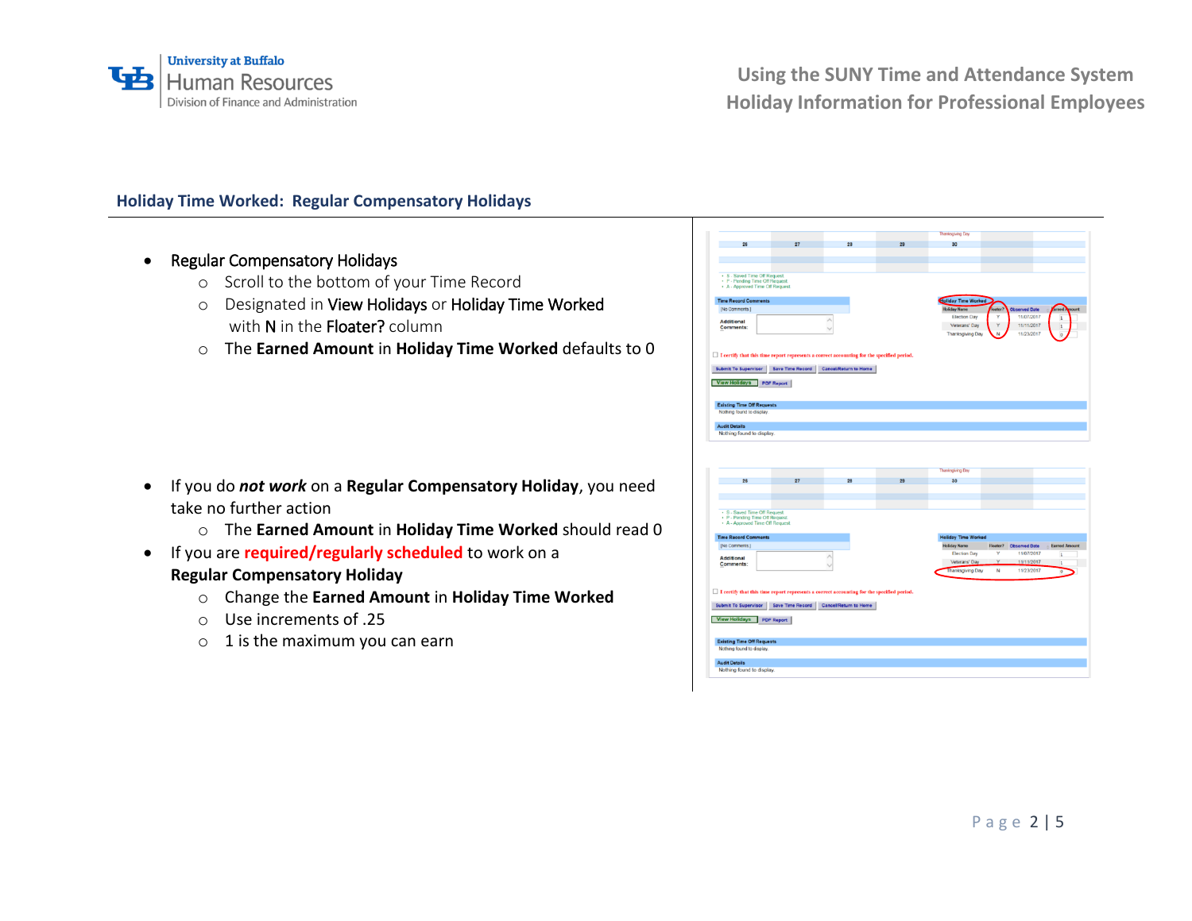## Holiday Time Worked: Regular Compensatory Holidays

- Regular Compensatory Holidays
  - Scroll to the bottom of your Time Record
  - Designated in View Holidays or Holiday Time Worked with N in the Floater? column
  - The **Earned Amount** in **Holiday Time Worked** defaults to 0

- If you do ***not work*** on a **Regular Compensatory Holiday**, you need take no further action
  - The **Earned Amount** in **Holiday Time Worked** should read 0
- If you are **required/regularly scheduled** to work on a **Regular Compensatory Holiday**
  - Change the **Earned Amount** in **Holiday Time Worked**
  - Use increments of .25
  - 1 is the maximum you can earn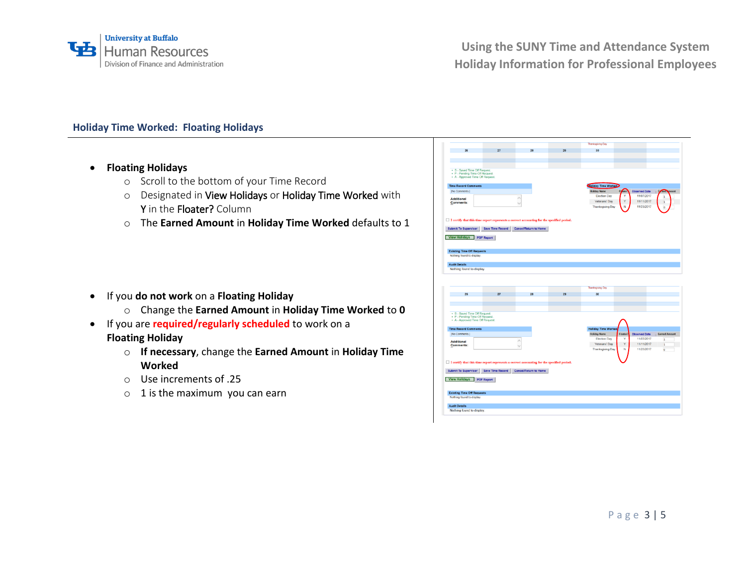## Holiday Time Worked: Floating Holidays

- **Floating Holidays**
  - Scroll to the bottom of your Time Record
  - Designated in View Holidays or Holiday Time Worked with Y in the Floater? Column
  - The **Earned Amount** in **Holiday Time Worked** defaults to 1

- If you **do not work** on a **Floating Holiday**
  - Change the **Earned Amount** in **Holiday Time Worked** to **0**
- If you are **required/regularly scheduled** to work on a **Floating Holiday**
  - **If necessary**, change the **Earned Amount** in **Holiday Time Worked**
  - Use increments of .25
  - 1 is the maximum you can earn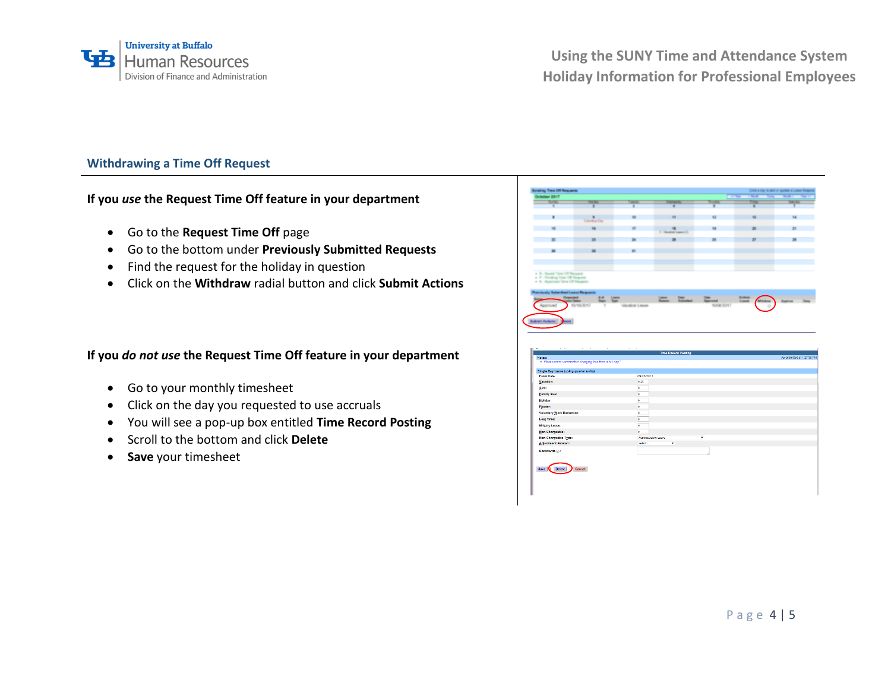## Withdrawing a Time Off Request

**If you *use* the Request Time Off feature in your department**

- Go to the **Request Time Off** page
- Go to the bottom under **Previously Submitted Requests**
- Find the request for the holiday in question
- Click on the **Withdraw** radial button and click **Submit Actions**

**If you *do not use* the Request Time Off feature in your department**

- Go to your monthly timesheet
- Click on the day you requested to use accruals
- You will see a pop-up box entitled **Time Record Posting**
- Scroll to the bottom and click **Delete**
- **Save** your timesheet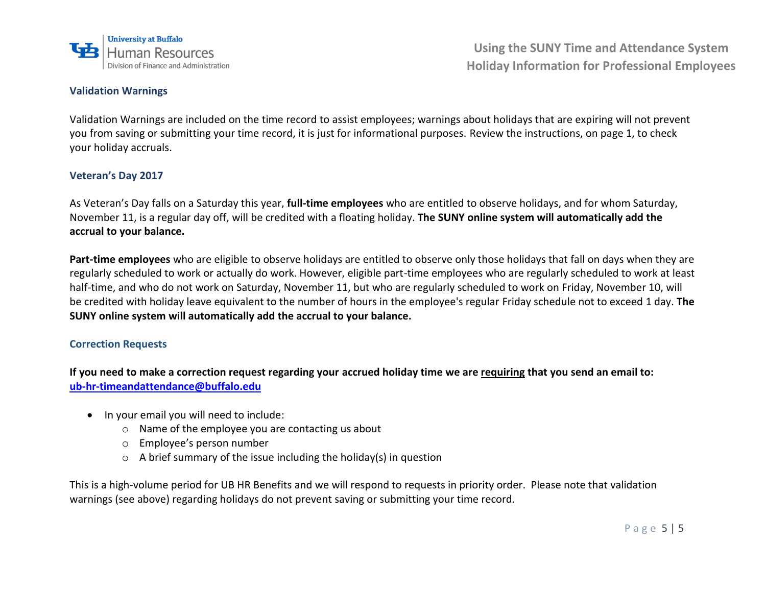## Validation Warnings

Validation Warnings are included on the time record to assist employees; warnings about holidays that are expiring will not prevent you from saving or submitting your time record, it is just for informational purposes. Review the instructions, on page 1, to check your holiday accruals.

## Veteran's Day 2017

As Veteran's Day falls on a Saturday this year, **full-time employees** who are entitled to observe holidays, and for whom Saturday, November 11, is a regular day off, will be credited with a floating holiday. **The SUNY online system will automatically add the accrual to your balance.**

**Part-time employees** who are eligible to observe holidays are entitled to observe only those holidays that fall on days when they are regularly scheduled to work or actually do work. However, eligible part-time employees who are regularly scheduled to work at least half-time, and who do not work on Saturday, November 11, but who are regularly scheduled to work on Friday, November 10, will be credited with holiday leave equivalent to the number of hours in the employee's regular Friday schedule not to exceed 1 day. **The SUNY online system will automatically add the accrual to your balance.**

## Correction Requests

**If you need to make a correction request regarding your accrued holiday time we are <u>requiring</u> that you send an email to: [ub-hr-timeandattendance@buffalo.edu](mailto:ub-hr-timeandattendance@buffalo.edu)**

- In your email you will need to include:
  - Name of the employee you are contacting us about
  - Employee's person number
  - A brief summary of the issue including the holiday(s) in question

This is a high-volume period for UB HR Benefits and we will respond to requests in priority order. Please note that validation warnings (see above) regarding holidays do not prevent saving or submitting your time record.